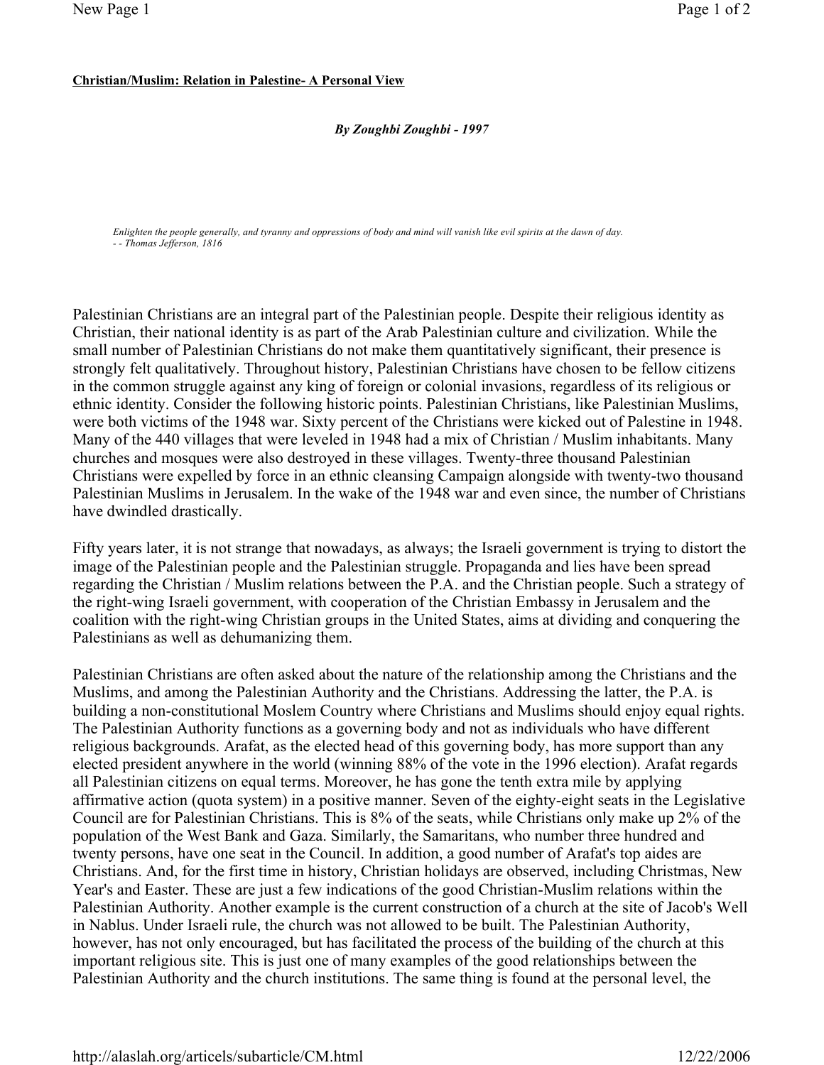**Christian/Muslim: Relation in Palestine- A Personal View**

***By Zoughbi Zoughbi - 1997***

*Enlighten the people generally, and tyranny and oppressions of body and mind will vanish like evil spirits at the dawn of day.*
*- - Thomas Jefferson, 1816*

Palestinian Christians are an integral part of the Palestinian people. Despite their religious identity as Christian, their national identity is as part of the Arab Palestinian culture and civilization. While the small number of Palestinian Christians do not make them quantitatively significant, their presence is strongly felt qualitatively. Throughout history, Palestinian Christians have chosen to be fellow citizens in the common struggle against any king of foreign or colonial invasions, regardless of its religious or ethnic identity. Consider the following historic points. Palestinian Christians, like Palestinian Muslims, were both victims of the 1948 war. Sixty percent of the Christians were kicked out of Palestine in 1948. Many of the 440 villages that were leveled in 1948 had a mix of Christian / Muslim inhabitants. Many churches and mosques were also destroyed in these villages. Twenty-three thousand Palestinian Christians were expelled by force in an ethnic cleansing Campaign alongside with twenty-two thousand Palestinian Muslims in Jerusalem. In the wake of the 1948 war and even since, the number of Christians have dwindled drastically.

Fifty years later, it is not strange that nowadays, as always; the Israeli government is trying to distort the image of the Palestinian people and the Palestinian struggle. Propaganda and lies have been spread regarding the Christian / Muslim relations between the P.A. and the Christian people. Such a strategy of the right-wing Israeli government, with cooperation of the Christian Embassy in Jerusalem and the coalition with the right-wing Christian groups in the United States, aims at dividing and conquering the Palestinians as well as dehumanizing them.

Palestinian Christians are often asked about the nature of the relationship among the Christians and the Muslims, and among the Palestinian Authority and the Christians. Addressing the latter, the P.A. is building a non-constitutional Moslem Country where Christians and Muslims should enjoy equal rights. The Palestinian Authority functions as a governing body and not as individuals who have different religious backgrounds. Arafat, as the elected head of this governing body, has more support than any elected president anywhere in the world (winning 88% of the vote in the 1996 election). Arafat regards all Palestinian citizens on equal terms. Moreover, he has gone the tenth extra mile by applying affirmative action (quota system) in a positive manner. Seven of the eighty-eight seats in the Legislative Council are for Palestinian Christians. This is 8% of the seats, while Christians only make up 2% of the population of the West Bank and Gaza. Similarly, the Samaritans, who number three hundred and twenty persons, have one seat in the Council. In addition, a good number of Arafat's top aides are Christians. And, for the first time in history, Christian holidays are observed, including Christmas, New Year's and Easter. These are just a few indications of the good Christian-Muslim relations within the Palestinian Authority. Another example is the current construction of a church at the site of Jacob's Well in Nablus. Under Israeli rule, the church was not allowed to be built. The Palestinian Authority, however, has not only encouraged, but has facilitated the process of the building of the church at this important religious site. This is just one of many examples of the good relationships between the Palestinian Authority and the church institutions. The same thing is found at the personal level, the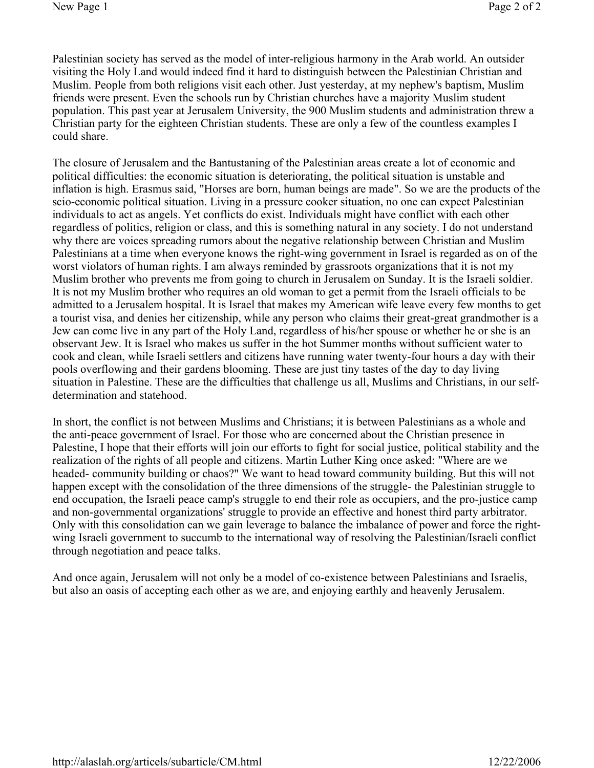Palestinian society has served as the model of inter-religious harmony in the Arab world. An outsider visiting the Holy Land would indeed find it hard to distinguish between the Palestinian Christian and Muslim. People from both religions visit each other. Just yesterday, at my nephew's baptism, Muslim friends were present. Even the schools run by Christian churches have a majority Muslim student population. This past year at Jerusalem University, the 900 Muslim students and administration threw a Christian party for the eighteen Christian students. These are only a few of the countless examples I could share.

The closure of Jerusalem and the Bantustaning of the Palestinian areas create a lot of economic and political difficulties: the economic situation is deteriorating, the political situation is unstable and inflation is high. Erasmus said, "Horses are born, human beings are made". So we are the products of the scio-economic political situation. Living in a pressure cooker situation, no one can expect Palestinian individuals to act as angels. Yet conflicts do exist. Individuals might have conflict with each other regardless of politics, religion or class, and this is something natural in any society. I do not understand why there are voices spreading rumors about the negative relationship between Christian and Muslim Palestinians at a time when everyone knows the right-wing government in Israel is regarded as on of the worst violators of human rights. I am always reminded by grassroots organizations that it is not my Muslim brother who prevents me from going to church in Jerusalem on Sunday. It is the Israeli soldier. It is not my Muslim brother who requires an old woman to get a permit from the Israeli officials to be admitted to a Jerusalem hospital. It is Israel that makes my American wife leave every few months to get a tourist visa, and denies her citizenship, while any person who claims their great-great grandmother is a Jew can come live in any part of the Holy Land, regardless of his/her spouse or whether he or she is an observant Jew. It is Israel who makes us suffer in the hot Summer months without sufficient water to cook and clean, while Israeli settlers and citizens have running water twenty-four hours a day with their pools overflowing and their gardens blooming. These are just tiny tastes of the day to day living situation in Palestine. These are the difficulties that challenge us all, Muslims and Christians, in our self-determination and statehood.

In short, the conflict is not between Muslims and Christians; it is between Palestinians as a whole and the anti-peace government of Israel. For those who are concerned about the Christian presence in Palestine, I hope that their efforts will join our efforts to fight for social justice, political stability and the realization of the rights of all people and citizens. Martin Luther King once asked: "Where are we headed- community building or chaos?" We want to head toward community building. But this will not happen except with the consolidation of the three dimensions of the struggle- the Palestinian struggle to end occupation, the Israeli peace camp's struggle to end their role as occupiers, and the pro-justice camp and non-governmental organizations' struggle to provide an effective and honest third party arbitrator. Only with this consolidation can we gain leverage to balance the imbalance of power and force the right-wing Israeli government to succumb to the international way of resolving the Palestinian/Israeli conflict through negotiation and peace talks.

And once again, Jerusalem will not only be a model of co-existence between Palestinians and Israelis, but also an oasis of accepting each other as we are, and enjoying earthly and heavenly Jerusalem.